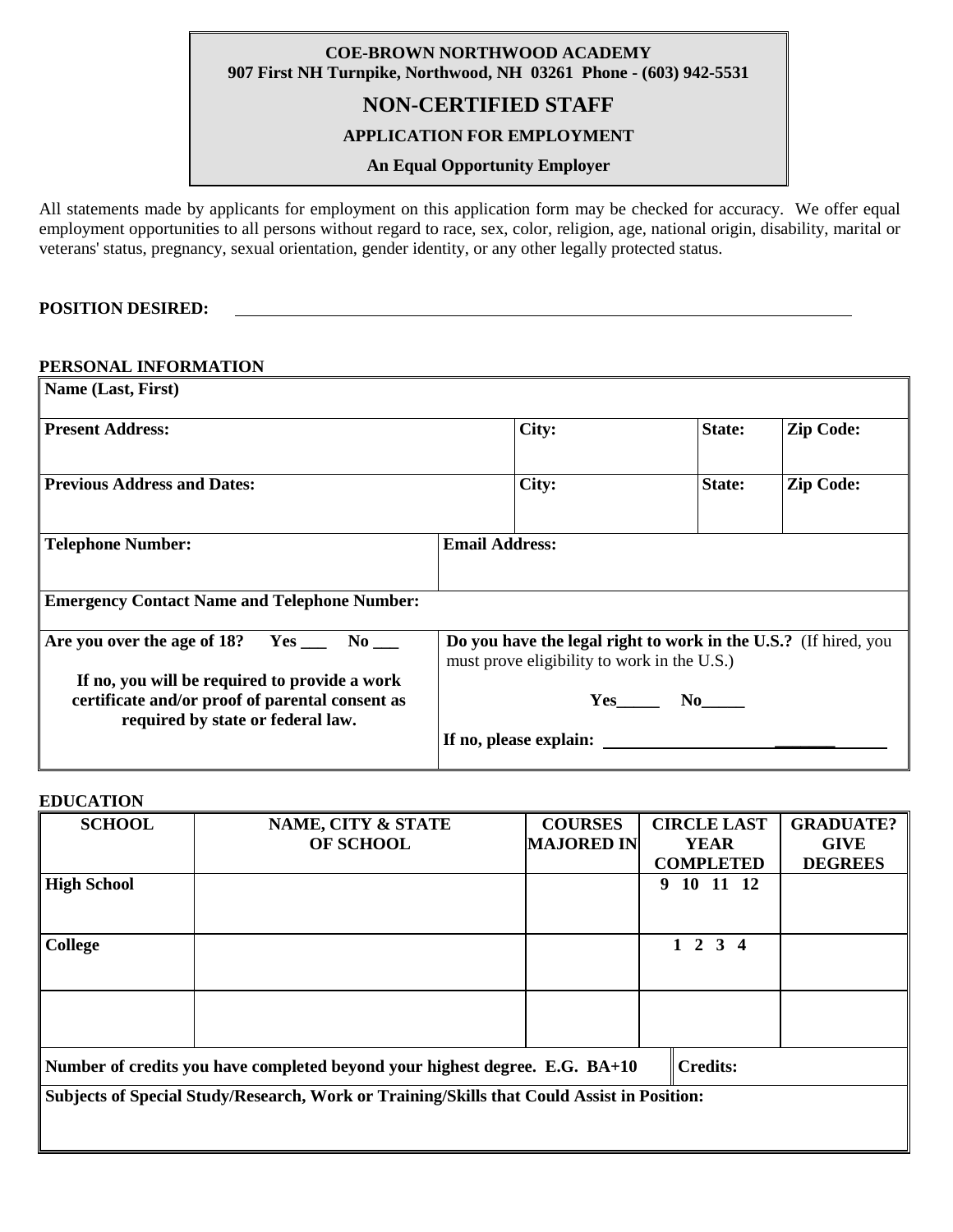**COE-BROWN NORTHWOOD ACADEMY**
**907 First NH Turnpike, Northwood, NH 03261 Phone - (603) 942-5531**

# NON-CERTIFIED STAFF

## APPLICATION FOR EMPLOYMENT

**An Equal Opportunity Employer**

All statements made by applicants for employment on this application form may be checked for accuracy. We offer equal employment opportunities to all persons without regard to race, sex, color, religion, age, national origin, disability, marital or veterans' status, pregnancy, sexual orientation, gender identity, or any other legally protected status.

**POSITION DESIRED:** ______________________________________________

**PERSONAL INFORMATION**

| **Name (Last, First)** | | | | |
|---|---|---|---|---|
| **Present Address:** | | **City:** | **State:** | **Zip Code:** |
| **Previous Address and Dates:** | | **City:** | **State:** | **Zip Code:** |
| **Telephone Number:** | **Email Address:** | | | |
| **Emergency Contact Name and Telephone Number:** | | | | |
| **Are you over the age of 18? Yes ___ No ___** <br> **If no, you will be required to provide a work certificate and/or proof of parental consent as required by state or federal law.** | **Do you have the legal right to work in the U.S.?** (If hired, you must prove eligibility to work in the U.S.) <br> **Yes_____ No_____** <br> **If no, please explain:** ______________________ | | | |

**EDUCATION**

| SCHOOL | NAME, CITY & STATE OF SCHOOL | COURSES MAJORED IN | CIRCLE LAST YEAR COMPLETED | GRADUATE? GIVE DEGREES |
|---|---|---|---|---|
| **High School** | | | 9 10 11 12 | |
| **College** | | | 1 2 3 4 | |
| | | | | |
| **Number of credits you have completed beyond your highest degree. E.G. BA+10** | | | **Credits:** | |
| **Subjects of Special Study/Research, Work or Training/Skills that Could Assist in Position:** | | | | |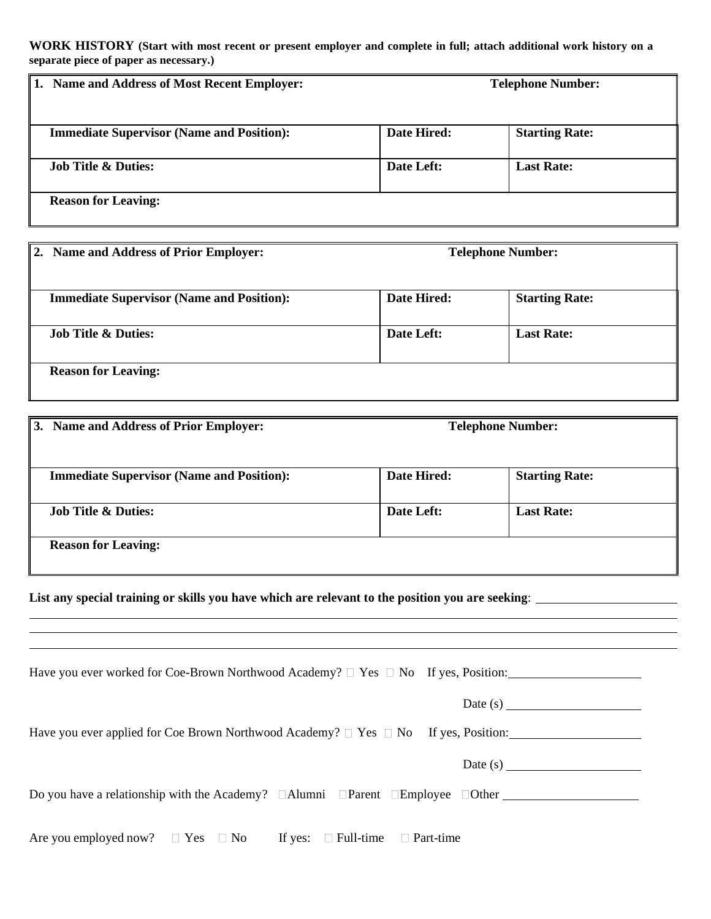**WORK HISTORY (Start with most recent or present employer and complete in full; attach additional work history on a separate piece of paper as necessary.)**

| **1. Name and Address of Most Recent Employer:** | **Telephone Number:** | |
|---|---|---|
| **Immediate Supervisor (Name and Position):** | **Date Hired:** | **Starting Rate:** |
| **Job Title & Duties:** | **Date Left:** | **Last Rate:** |
| **Reason for Leaving:** | | |

| **2. Name and Address of Prior Employer:** | **Telephone Number:** | |
|---|---|---|
| **Immediate Supervisor (Name and Position):** | **Date Hired:** | **Starting Rate:** |
| **Job Title & Duties:** | **Date Left:** | **Last Rate:** |
| **Reason for Leaving:** | | |

| **3. Name and Address of Prior Employer:** | **Telephone Number:** | |
|---|---|---|
| **Immediate Supervisor (Name and Position):** | **Date Hired:** | **Starting Rate:** |
| **Job Title & Duties:** | **Date Left:** | **Last Rate:** |
| **Reason for Leaving:** | | |

**List any special training or skills you have which are relevant to the position you are seeking**: ______________________

________________________________________________________________________________

________________________________________________________________________________

________________________________________________________________________________

Have you ever worked for Coe-Brown Northwood Academy? ☐ Yes ☐ No If yes, Position: ____________________

Date (s) ____________________

Have you ever applied for Coe Brown Northwood Academy? ☐ Yes ☐ No If yes, Position: ____________________

Date (s) ____________________

Do you have a relationship with the Academy? ☐Alumni ☐Parent ☐Employee ☐Other ____________________

Are you employed now? ☐ Yes ☐ No If yes: ☐ Full-time ☐ Part-time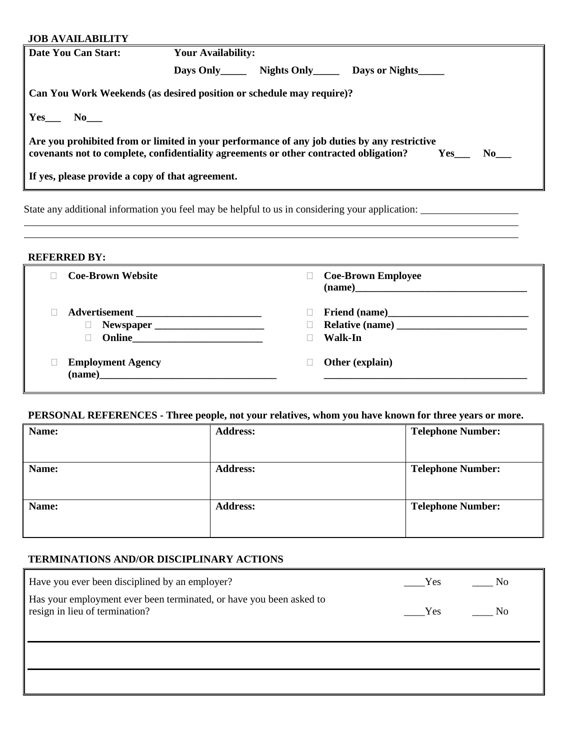**JOB AVAILABILITY**

**Date You Can Start:** **Your Availability:**

**Days Only\_\_\_\_\_ Nights Only\_\_\_\_\_ Days or Nights\_\_\_\_\_**

**Can You Work Weekends (as desired position or schedule may require)?**

**Yes\_\_\_ No\_\_\_**

**Are you prohibited from or limited in your performance of any job duties by any restrictive covenants not to complete, confidentiality agreements or other contracted obligation? Yes\_\_\_ No\_\_\_**

**If yes, please provide a copy of that agreement.**

State any additional information you feel may be helpful to us in considering your application: \_\_\_\_\_\_\_\_\_\_\_\_\_\_\_\_\_\_\_\_

\_\_\_\_\_\_\_\_\_\_\_\_\_\_\_\_\_\_\_\_\_\_\_\_\_\_\_\_\_\_\_\_\_\_\_\_\_\_\_\_\_\_\_\_\_\_\_\_\_\_\_\_\_\_\_\_\_\_\_\_\_\_\_\_\_\_\_\_\_\_\_\_\_\_\_\_\_\_\_\_\_\_\_\_\_\_\_\_

\_\_\_\_\_\_\_\_\_\_\_\_\_\_\_\_\_\_\_\_\_\_\_\_\_\_\_\_\_\_\_\_\_\_\_\_\_\_\_\_\_\_\_\_\_\_\_\_\_\_\_\_\_\_\_\_\_\_\_\_\_\_\_\_\_\_\_\_\_\_\_\_\_\_\_\_\_\_\_\_\_\_\_\_\_\_\_\_

**REFERRED BY:**

- ☐ **Coe-Brown Website**
- ☐ **Advertisement \_\_\_\_\_\_\_\_\_\_\_\_\_\_\_\_\_\_\_\_\_\_\_\_\_\_**
  - ☐ **Newspaper \_\_\_\_\_\_\_\_\_\_\_\_\_\_\_\_\_\_\_\_\_\_\_**
  - ☐ **Online\_\_\_\_\_\_\_\_\_\_\_\_\_\_\_\_\_\_\_\_\_\_\_\_\_\_\_**
- ☐ **Employment Agency (name)\_\_\_\_\_\_\_\_\_\_\_\_\_\_\_\_\_\_\_\_\_\_\_\_\_\_\_\_\_\_\_\_\_\_\_\_**
- ☐ **Coe-Brown Employee (name)\_\_\_\_\_\_\_\_\_\_\_\_\_\_\_\_\_\_\_\_\_\_\_\_\_\_\_\_\_\_\_\_\_\_\_**
- ☐ **Friend (name)\_\_\_\_\_\_\_\_\_\_\_\_\_\_\_\_\_\_\_\_\_\_\_\_\_\_\_\_\_**
- ☐ **Relative (name) \_\_\_\_\_\_\_\_\_\_\_\_\_\_\_\_\_\_\_\_\_\_\_\_\_\_\_**
- ☐ **Walk-In**
- ☐ **Other (explain) \_\_\_\_\_\_\_\_\_\_\_\_\_\_\_\_\_\_\_\_\_\_\_\_\_\_\_\_\_\_\_\_\_\_\_\_\_\_\_\_\_\_**

**PERSONAL REFERENCES - Three people, not your relatives, whom you have known for three years or more.**

| **Name:** | **Address:** | **Telephone Number:** |
|---|---|---|
| **Name:** | **Address:** | **Telephone Number:** |
| **Name:** | **Address:** | **Telephone Number:** |

**TERMINATIONS AND/OR DISCIPLINARY ACTIONS**

| | | |
|---|---|---|
| Have you ever been disciplined by an employer? | \_\_\_\_Yes | \_\_\_\_ No |
| Has your employment ever been terminated, or have you been asked to resign in lieu of termination? | \_\_\_\_Yes | \_\_\_\_ No |

\_\_\_\_\_\_\_\_\_\_\_\_\_\_\_\_\_\_\_\_\_\_\_\_\_\_\_\_\_\_\_\_\_\_\_\_\_\_\_\_\_\_\_\_\_\_\_\_\_\_\_\_\_\_\_\_\_\_\_\_\_\_\_\_\_\_\_\_\_\_\_\_\_\_\_\_\_\_\_\_\_\_\_\_\_\_\_\_

\_\_\_\_\_\_\_\_\_\_\_\_\_\_\_\_\_\_\_\_\_\_\_\_\_\_\_\_\_\_\_\_\_\_\_\_\_\_\_\_\_\_\_\_\_\_\_\_\_\_\_\_\_\_\_\_\_\_\_\_\_\_\_\_\_\_\_\_\_\_\_\_\_\_\_\_\_\_\_\_\_\_\_\_\_\_\_\_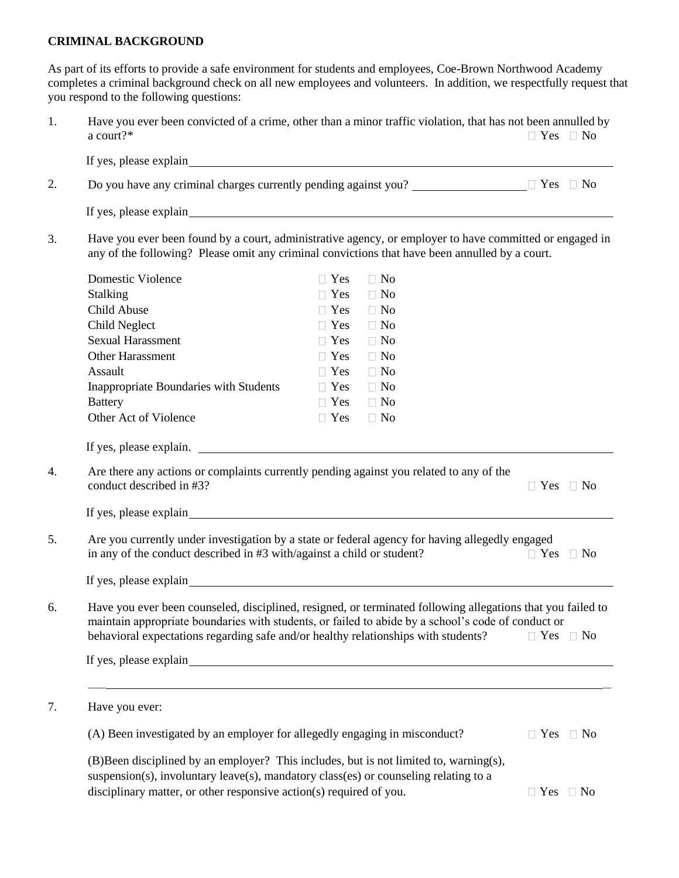**CRIMINAL BACKGROUND**

As part of its efforts to provide a safe environment for students and employees, Coe-Brown Northwood Academy completes a criminal background check on all new employees and volunteers. In addition, we respectfully request that you respond to the following questions:

1. Have you ever been convicted of a crime, other than a minor traffic violation, that has not been annulled by a court?* ☐ Yes ☐ No

   If yes, please explain\_\_\_\_\_\_\_\_\_\_\_\_\_\_\_\_\_\_\_\_\_\_\_\_\_\_\_\_\_\_\_\_\_\_\_\_\_\_\_\_\_\_\_\_\_\_\_\_

2. Do you have any criminal charges currently pending against you? \_\_\_\_\_\_\_\_\_\_\_\_\_\_\_\_\_\_ ☐ Yes ☐ No

   If yes, please explain\_\_\_\_\_\_\_\_\_\_\_\_\_\_\_\_\_\_\_\_\_\_\_\_\_\_\_\_\_\_\_\_\_\_\_\_\_\_\_\_\_\_\_\_\_\_\_\_

3. Have you ever been found by a court, administrative agency, or employer to have committed or engaged in any of the following? Please omit any criminal convictions that have been annulled by a court.

   | | | |
   |---|---|---|
   | Domestic Violence | ☐ Yes | ☐ No |
   | Stalking | ☐ Yes | ☐ No |
   | Child Abuse | ☐ Yes | ☐ No |
   | Child Neglect | ☐ Yes | ☐ No |
   | Sexual Harassment | ☐ Yes | ☐ No |
   | Other Harassment | ☐ Yes | ☐ No |
   | Assault | ☐ Yes | ☐ No |
   | Inappropriate Boundaries with Students | ☐ Yes | ☐ No |
   | Battery | ☐ Yes | ☐ No |
   | Other Act of Violence | ☐ Yes | ☐ No |

   If yes, please explain. \_\_\_\_\_\_\_\_\_\_\_\_\_\_\_\_\_\_\_\_\_\_\_\_\_\_\_\_\_\_\_\_\_\_\_\_\_\_\_\_\_\_\_\_\_\_\_\_

4. Are there any actions or complaints currently pending against you related to any of the conduct described in #3? ☐ Yes ☐ No

   If yes, please explain\_\_\_\_\_\_\_\_\_\_\_\_\_\_\_\_\_\_\_\_\_\_\_\_\_\_\_\_\_\_\_\_\_\_\_\_\_\_\_\_\_\_\_\_\_\_\_\_

5. Are you currently under investigation by a state or federal agency for having allegedly engaged in any of the conduct described in #3 with/against a child or student? ☐ Yes ☐ No

   If yes, please explain\_\_\_\_\_\_\_\_\_\_\_\_\_\_\_\_\_\_\_\_\_\_\_\_\_\_\_\_\_\_\_\_\_\_\_\_\_\_\_\_\_\_\_\_\_\_\_\_

6. Have you ever been counseled, disciplined, resigned, or terminated following allegations that you failed to maintain appropriate boundaries with students, or failed to abide by a school's code of conduct or behavioral expectations regarding safe and/or healthy relationships with students? ☐ Yes ☐ No

   If yes, please explain\_\_\_\_\_\_\_\_\_\_\_\_\_\_\_\_\_\_\_\_\_\_\_\_\_\_\_\_\_\_\_\_\_\_\_\_\_\_\_\_\_\_\_\_\_\_\_\_

   \_\_\_\_\_\_\_\_\_\_\_\_\_\_\_\_\_\_\_\_\_\_\_\_\_\_\_\_\_\_\_\_\_\_\_\_\_\_\_\_\_\_\_\_\_\_\_\_\_\_\_\_\_\_\_\_\_\_\_\_\_\_\_\_\_\_

7. Have you ever:

   (A) Been investigated by an employer for allegedly engaging in misconduct? ☐ Yes ☐ No

   (B)Been disciplined by an employer? This includes, but is not limited to, warning(s), suspension(s), involuntary leave(s), mandatory class(es) or counseling relating to a disciplinary matter, or other responsive action(s) required of you. ☐ Yes ☐ No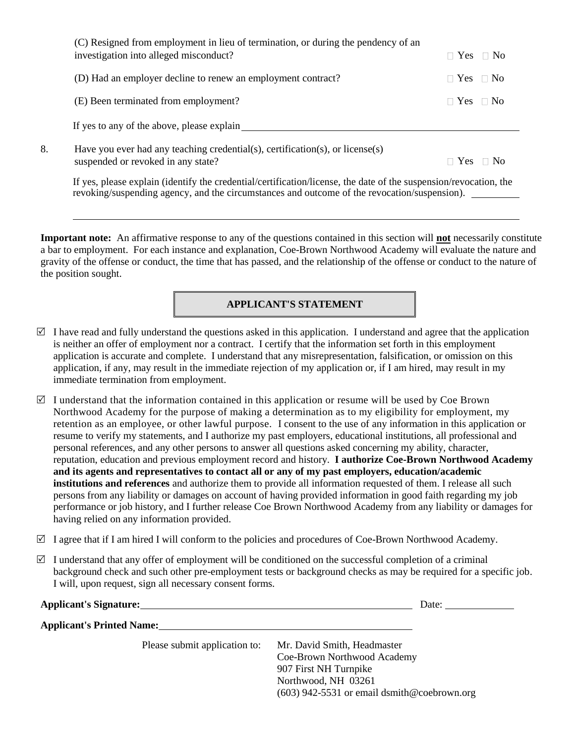(C) Resigned from employment in lieu of termination, or during the pendency of an investigation into alleged misconduct? ☐ Yes ☐ No

(D) Had an employer decline to renew an employment contract? ☐ Yes ☐ No

(E) Been terminated from employment? ☐ Yes ☐ No

If yes to any of the above, please explain ______________________________________________

8. Have you ever had any teaching credential(s), certification(s), or license(s) suspended or revoked in any state? ☐ Yes ☐ No

   If yes, please explain (identify the credential/certification/license, the date of the suspension/revocation, the revoking/suspending agency, and the circumstances and outcome of the revocation/suspension). __________

   ______________________________________________________________________________

**Important note:** An affirmative response to any of the questions contained in this section will **not** necessarily constitute a bar to employment. For each instance and explanation, Coe-Brown Northwood Academy will evaluate the nature and gravity of the offense or conduct, the time that has passed, and the relationship of the offense or conduct to the nature of the position sought.

## APPLICANT'S STATEMENT

- ☑ I have read and fully understand the questions asked in this application. I understand and agree that the application is neither an offer of employment nor a contract. I certify that the information set forth in this employment application is accurate and complete. I understand that any misrepresentation, falsification, or omission on this application, if any, may result in the immediate rejection of my application or, if I am hired, may result in my immediate termination from employment.

- ☑ I understand that the information contained in this application or resume will be used by Coe Brown Northwood Academy for the purpose of making a determination as to my eligibility for employment, my retention as an employee, or other lawful purpose. I consent to the use of any information in this application or resume to verify my statements, and I authorize my past employers, educational institutions, all professional and personal references, and any other persons to answer all questions asked concerning my ability, character, reputation, education and previous employment record and history. **I authorize Coe-Brown Northwood Academy and its agents and representatives to contact all or any of my past employers, education/academic institutions and references** and authorize them to provide all information requested of them. I release all such persons from any liability or damages on account of having provided information in good faith regarding my job performance or job history, and I further release Coe Brown Northwood Academy from any liability or damages for having relied on any information provided.

- ☑ I agree that if I am hired I will conform to the policies and procedures of Coe-Brown Northwood Academy.

- ☑ I understand that any offer of employment will be conditioned on the successful completion of a criminal background check and such other pre-employment tests or background checks as may be required for a specific job. I will, upon request, sign all necessary consent forms.

**Applicant's Signature:** ______________________________________ Date: ____________

**Applicant's Printed Name:** ______________________________________

Please submit application to:

Mr. David Smith, Headmaster
Coe-Brown Northwood Academy
907 First NH Turnpike
Northwood, NH 03261
(603) 942-5531 or email dsmith@coebrown.org